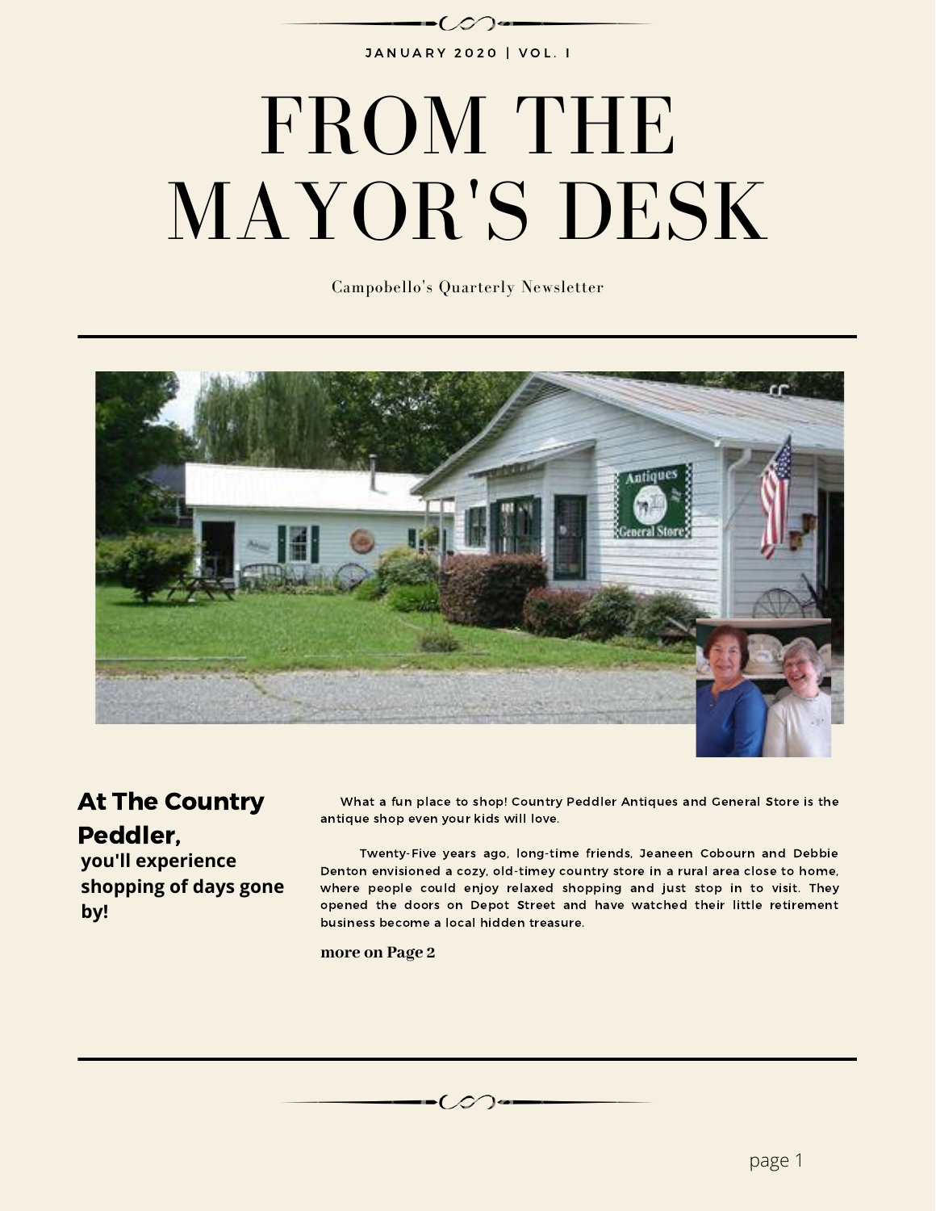JANUARY 2020 | VOL. I

# FROM THE MAYOR'S DESK

Campobello's Quarterly Newsletter

## At The Country Peddler,

**you'll experience shopping of days gone by!**

What a fun place to shop! Country Peddler Antiques and General Store is the antique shop even your kids will love.

Twenty-Five years ago, long-time friends, Jeaneen Cobourn and Debbie Denton envisioned a cozy, old-timey country store in a rural area close to home, where people could enjoy relaxed shopping and just stop in to visit. They opened the doors on Depot Street and have watched their little retirement business become a local hidden treasure.

**more on Page 2**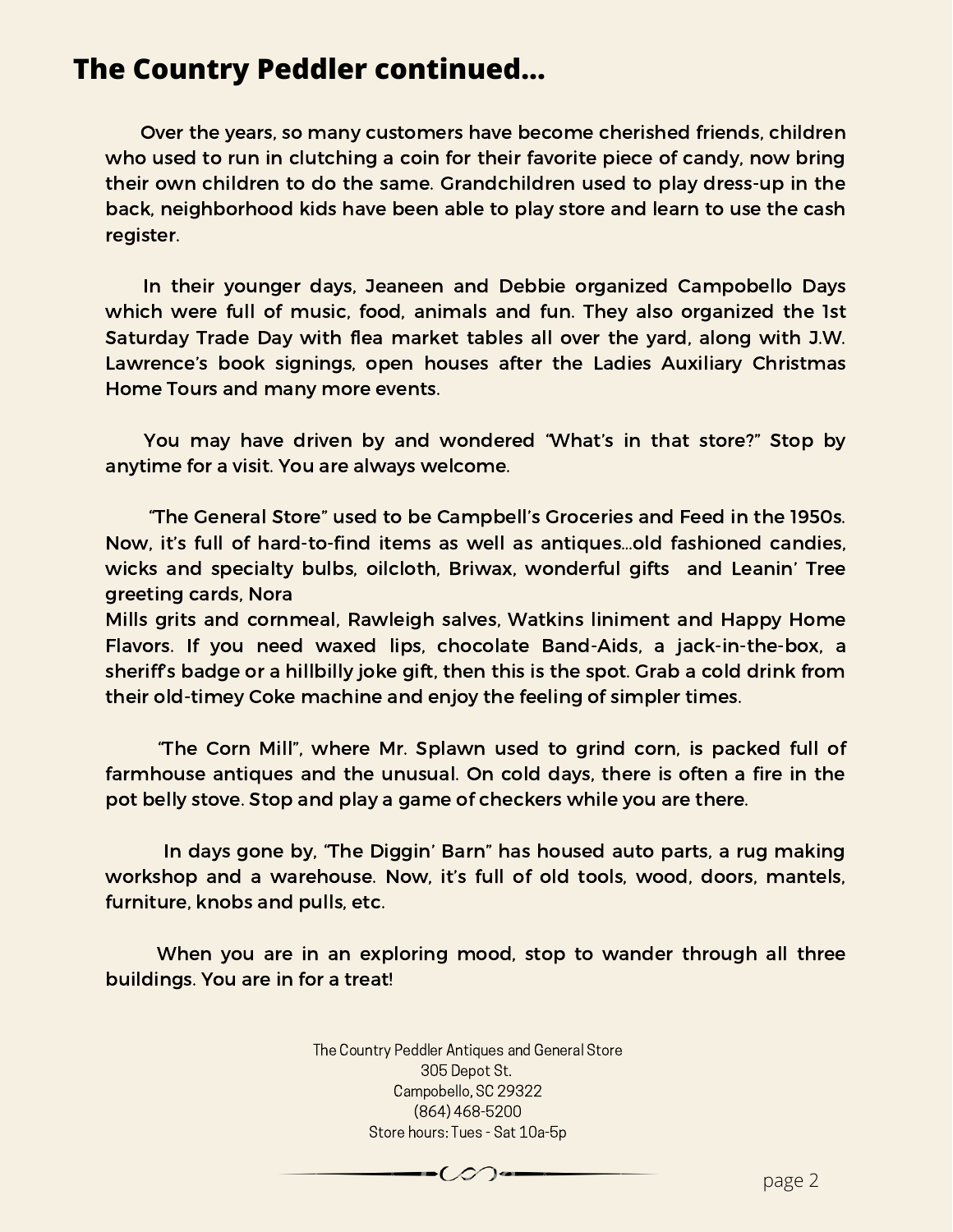# The Country Peddler continued...

Over the years, so many customers have become cherished friends, children who used to run in clutching a coin for their favorite piece of candy, now bring their own children to do the same. Grandchildren used to play dress-up in the back, neighborhood kids have been able to play store and learn to use the cash register.

In their younger days, Jeaneen and Debbie organized Campobello Days which were full of music, food, animals and fun. They also organized the 1st Saturday Trade Day with flea market tables all over the yard, along with J.W. Lawrence's book signings, open houses after the Ladies Auxiliary Christmas Home Tours and many more events.

You may have driven by and wondered "What's in that store?" Stop by anytime for a visit. You are always welcome.

"The General Store" used to be Campbell's Groceries and Feed in the 1950s. Now, it's full of hard-to-find items as well as antiques...old fashioned candies, wicks and specialty bulbs, oilcloth, Briwax, wonderful gifts and Leanin' Tree greeting cards, Nora Mills grits and cornmeal, Rawleigh salves, Watkins liniment and Happy Home Flavors. If you need waxed lips, chocolate Band-Aids, a jack-in-the-box, a sheriff's badge or a hillbilly joke gift, then this is the spot. Grab a cold drink from their old-timey Coke machine and enjoy the feeling of simpler times.

"The Corn Mill", where Mr. Splawn used to grind corn, is packed full of farmhouse antiques and the unusual. On cold days, there is often a fire in the pot belly stove. Stop and play a game of checkers while you are there.

In days gone by, "The Diggin' Barn" has housed auto parts, a rug making workshop and a warehouse. Now, it's full of old tools, wood, doors, mantels, furniture, knobs and pulls, etc.

When you are in an exploring mood, stop to wander through all three buildings. You are in for a treat!

The Country Peddler Antiques and General Store
305 Depot St.
Campobello, SC 29322
(864) 468-5200
Store hours: Tues - Sat 10a-5p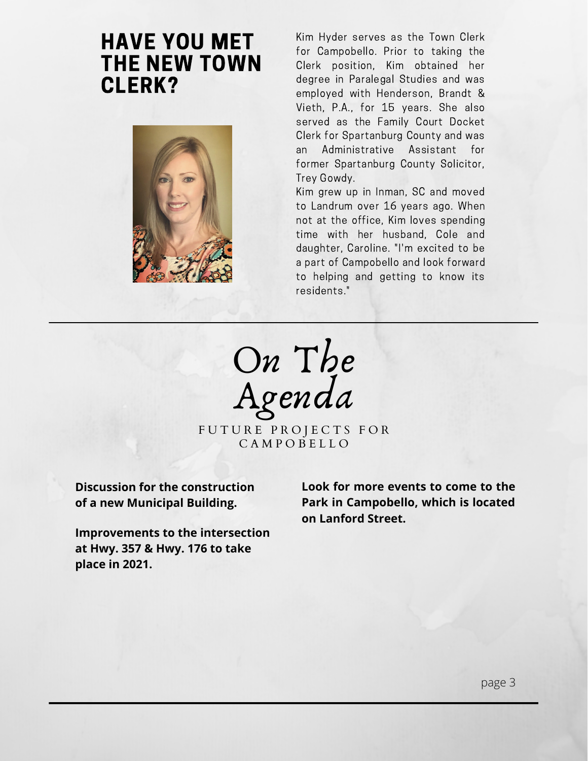## HAVE YOU MET THE NEW TOWN CLERK?

Kim Hyder serves as the Town Clerk for Campobello. Prior to taking the Clerk position, Kim obtained her degree in Paralegal Studies and was employed with Henderson, Brandt & Vieth, P.A., for 15 years. She also served as the Family Court Docket Clerk for Spartanburg County and was an Administrative Assistant for former Spartanburg County Solicitor, Trey Gowdy.

Kim grew up in Inman, SC and moved to Landrum over 16 years ago. When not at the office, Kim loves spending time with her husband, Cole and daughter, Caroline. "I'm excited to be a part of Campobello and look forward to helping and getting to know its residents."

---

## *On The Agenda*

FUTURE PROJECTS FOR CAMPOBELLO

**Discussion for the construction of a new Municipal Building.**

**Improvements to the intersection at Hwy. 357 & Hwy. 176 to take place in 2021.**

**Look for more events to come to the Park in Campobello, which is located on Lanford Street.**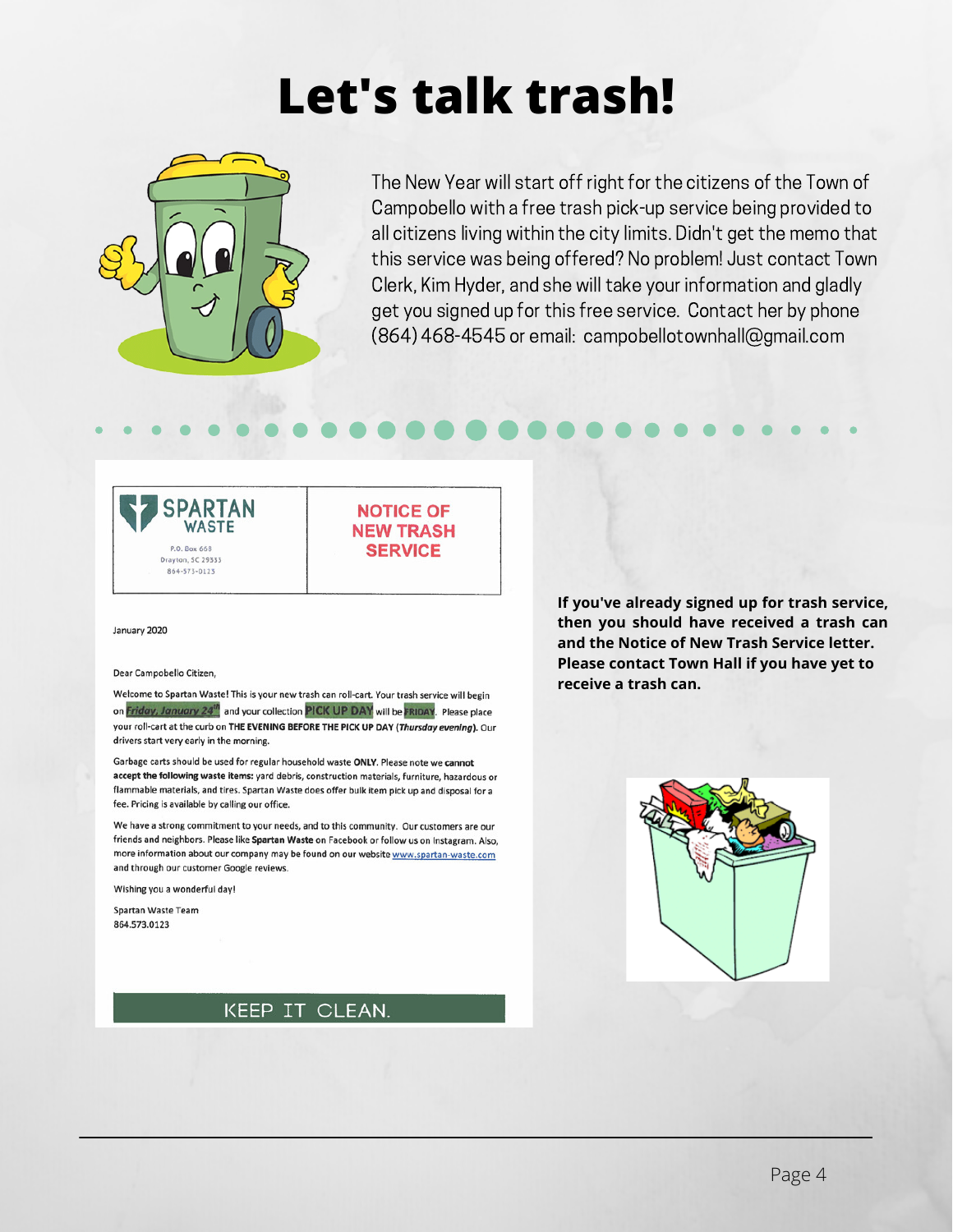# Let's talk trash!

The New Year will start off right for the citizens of the Town of Campobello with a free trash pick-up service being provided to all citizens living within the city limits. Didn't get the memo that this service was being offered? No problem! Just contact Town Clerk, Kim Hyder, and she will take your information and gladly get you signed up for this free service. Contact her by phone (864) 468-4545 or email: campobellotownhall@gmail.com

**SPARTAN WASTE**
P.O. Box 668
Drayton, SC 29333
864-573-0123

**NOTICE OF NEW TRASH SERVICE**

January 2020

Dear Campobello Citizen,

Welcome to Spartan Waste! This is your new trash can roll-cart. Your trash service will begin on ***Friday, January 24th*** and your collection PICK UP DAY will be FRIDAY. Please place your roll-cart at the curb on **THE EVENING BEFORE THE PICK UP DAY (*Thursday evening*)**. Our drivers start very early in the morning.

Garbage carts should be used for regular household waste **ONLY**. Please note we **cannot accept the following waste items:** yard debris, construction materials, furniture, hazardous or flammable materials, and tires. Spartan Waste does offer bulk item pick up and disposal for a fee. Pricing is available by calling our office.

We have a strong commitment to your needs, and to this community. Our customers are our friends and neighbors. Please like **Spartan Waste** on Facebook or follow us on Instagram. Also, more information about our company may be found on our website www.spartan-waste.com and through our customer Google reviews.

Wishing you a wonderful day!

Spartan Waste Team
864.573.0123

KEEP IT CLEAN.

**If you've already signed up for trash service, then you should have received a trash can and the Notice of New Trash Service letter. Please contact Town Hall if you have yet to receive a trash can.**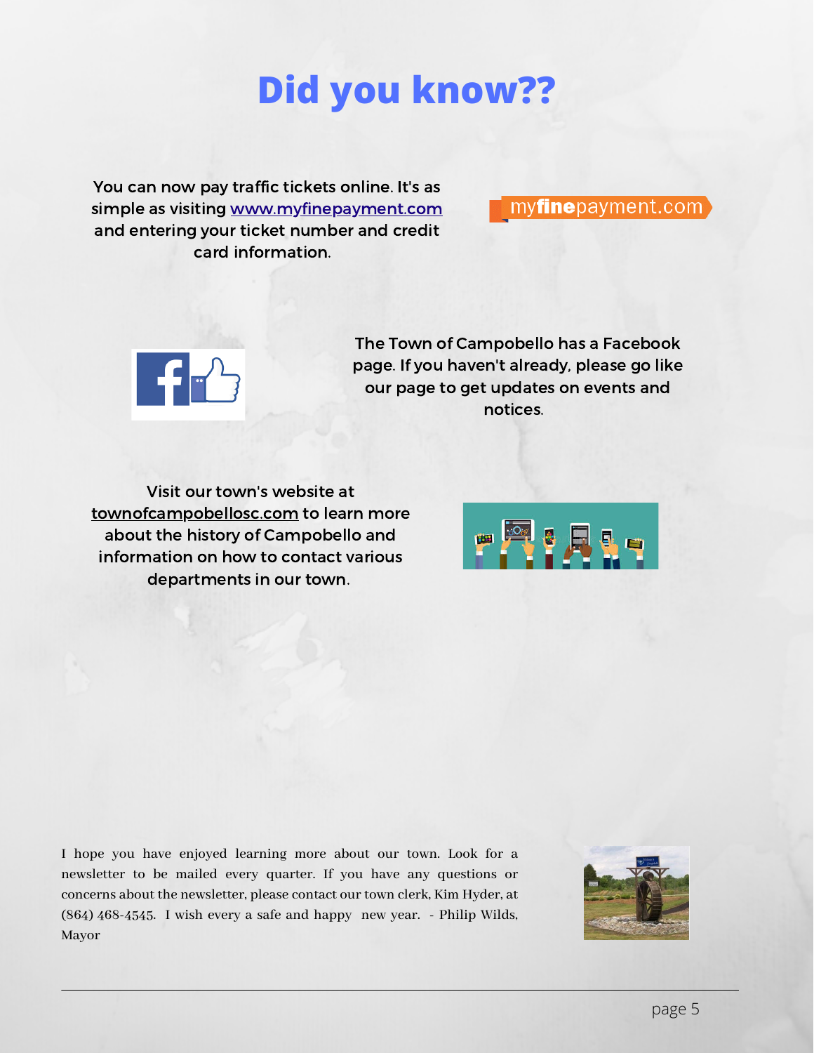# Did you know??

You can now pay traffic tickets online. It's as simple as visiting www.myfinepayment.com and entering your ticket number and credit card information.

myfinepayment.com

The Town of Campobello has a Facebook page. If you haven't already, please go like our page to get updates on events and notices.

Visit our town's website at townofcampobellosc.com to learn more about the history of Campobello and information on how to contact various departments in our town.

I hope you have enjoyed learning more about our town. Look for a newsletter to be mailed every quarter. If you have any questions or concerns about the newsletter, please contact our town clerk, Kim Hyder, at (864) 468-4545. I wish every a safe and happy new year. - Philip Wilds, Mayor